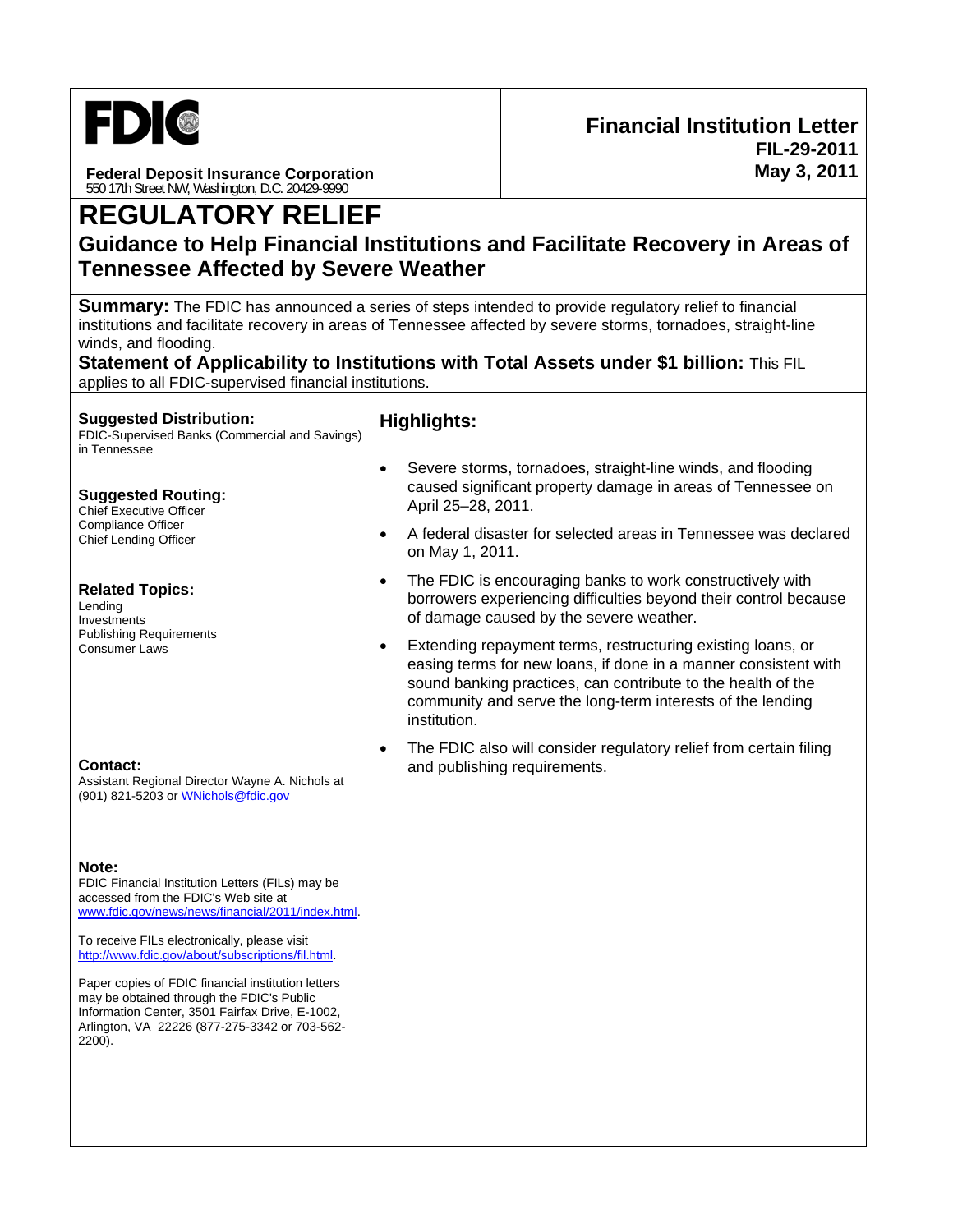**FDIC**

**Federal Deposit Insurance Corporation**
550 17th Street NW, Washington, D.C. 20429-9990

**Financial Institution Letter**
**FIL-29-2011**
**May 3, 2011**

# REGULATORY RELIEF

## Guidance to Help Financial Institutions and Facilitate Recovery in Areas of Tennessee Affected by Severe Weather

**Summary:** The FDIC has announced a series of steps intended to provide regulatory relief to financial institutions and facilitate recovery in areas of Tennessee affected by severe storms, tornadoes, straight-line winds, and flooding.

**Statement of Applicability to Institutions with Total Assets under $1 billion:** This FIL applies to all FDIC-supervised financial institutions.

**Suggested Distribution:**
FDIC-Supervised Banks (Commercial and Savings) in Tennessee

**Suggested Routing:**
Chief Executive Officer
Compliance Officer
Chief Lending Officer

**Related Topics:**
Lending
Investments
Publishing Requirements
Consumer Laws

**Contact:**
Assistant Regional Director Wayne A. Nichols at (901) 821-5203 or WNichols@fdic.gov

**Note:**
FDIC Financial Institution Letters (FILs) may be accessed from the FDIC's Web site at www.fdic.gov/news/news/financial/2011/index.html.

To receive FILs electronically, please visit http://www.fdic.gov/about/subscriptions/fil.html.

Paper copies of FDIC financial institution letters may be obtained through the FDIC's Public Information Center, 3501 Fairfax Drive, E-1002, Arlington, VA 22226 (877-275-3342 or 703-562-2200).

### Highlights:

- Severe storms, tornadoes, straight-line winds, and flooding caused significant property damage in areas of Tennessee on April 25–28, 2011.
- A federal disaster for selected areas in Tennessee was declared on May 1, 2011.
- The FDIC is encouraging banks to work constructively with borrowers experiencing difficulties beyond their control because of damage caused by the severe weather.
- Extending repayment terms, restructuring existing loans, or easing terms for new loans, if done in a manner consistent with sound banking practices, can contribute to the health of the community and serve the long-term interests of the lending institution.
- The FDIC also will consider regulatory relief from certain filing and publishing requirements.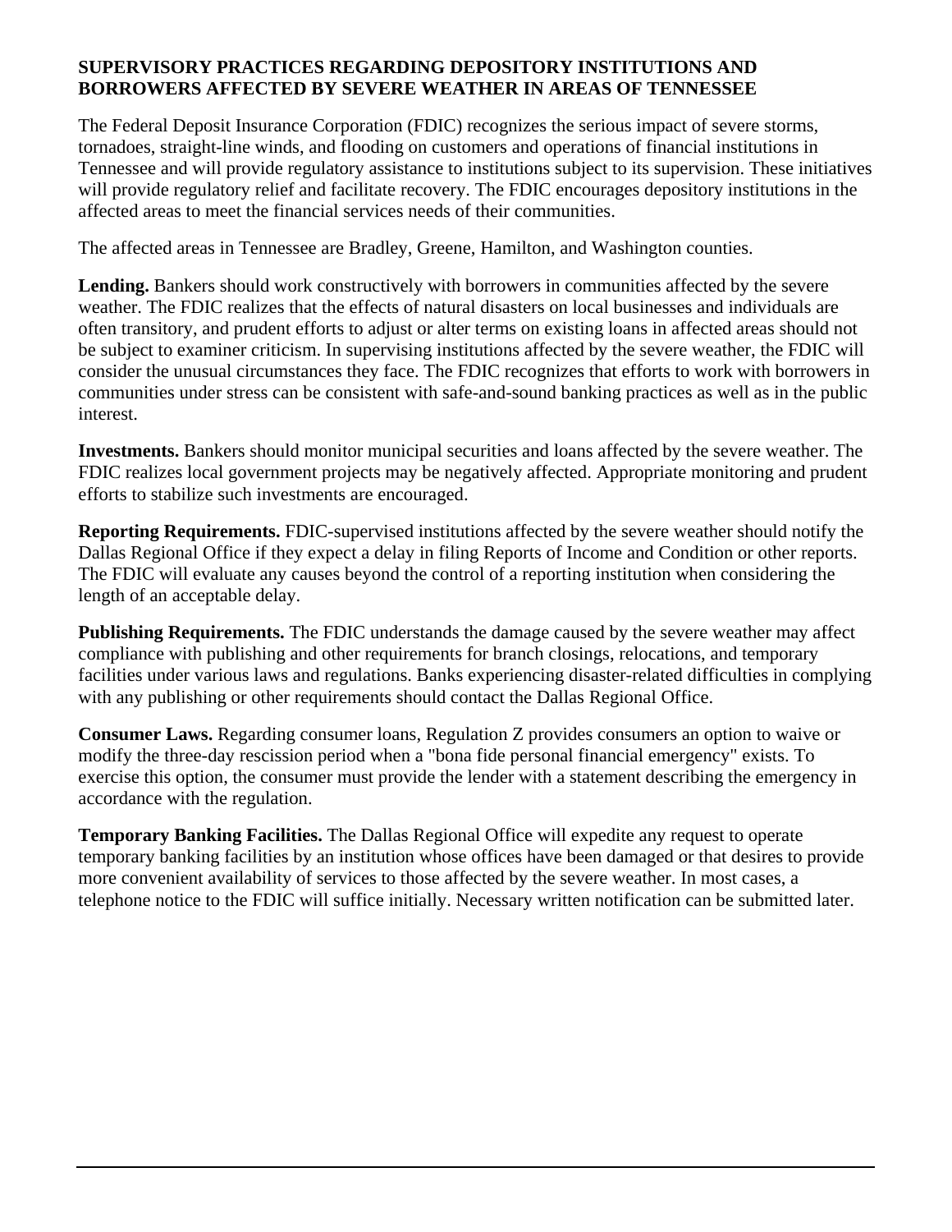**SUPERVISORY PRACTICES REGARDING DEPOSITORY INSTITUTIONS AND BORROWERS AFFECTED BY SEVERE WEATHER IN AREAS OF TENNESSEE**

The Federal Deposit Insurance Corporation (FDIC) recognizes the serious impact of severe storms, tornadoes, straight-line winds, and flooding on customers and operations of financial institutions in Tennessee and will provide regulatory assistance to institutions subject to its supervision. These initiatives will provide regulatory relief and facilitate recovery. The FDIC encourages depository institutions in the affected areas to meet the financial services needs of their communities.

The affected areas in Tennessee are Bradley, Greene, Hamilton, and Washington counties.

**Lending.** Bankers should work constructively with borrowers in communities affected by the severe weather. The FDIC realizes that the effects of natural disasters on local businesses and individuals are often transitory, and prudent efforts to adjust or alter terms on existing loans in affected areas should not be subject to examiner criticism. In supervising institutions affected by the severe weather, the FDIC will consider the unusual circumstances they face. The FDIC recognizes that efforts to work with borrowers in communities under stress can be consistent with safe-and-sound banking practices as well as in the public interest.

**Investments.** Bankers should monitor municipal securities and loans affected by the severe weather. The FDIC realizes local government projects may be negatively affected. Appropriate monitoring and prudent efforts to stabilize such investments are encouraged.

**Reporting Requirements.** FDIC-supervised institutions affected by the severe weather should notify the Dallas Regional Office if they expect a delay in filing Reports of Income and Condition or other reports. The FDIC will evaluate any causes beyond the control of a reporting institution when considering the length of an acceptable delay.

**Publishing Requirements.** The FDIC understands the damage caused by the severe weather may affect compliance with publishing and other requirements for branch closings, relocations, and temporary facilities under various laws and regulations. Banks experiencing disaster-related difficulties in complying with any publishing or other requirements should contact the Dallas Regional Office.

**Consumer Laws.** Regarding consumer loans, Regulation Z provides consumers an option to waive or modify the three-day rescission period when a "bona fide personal financial emergency" exists. To exercise this option, the consumer must provide the lender with a statement describing the emergency in accordance with the regulation.

**Temporary Banking Facilities.** The Dallas Regional Office will expedite any request to operate temporary banking facilities by an institution whose offices have been damaged or that desires to provide more convenient availability of services to those affected by the severe weather. In most cases, a telephone notice to the FDIC will suffice initially. Necessary written notification can be submitted later.